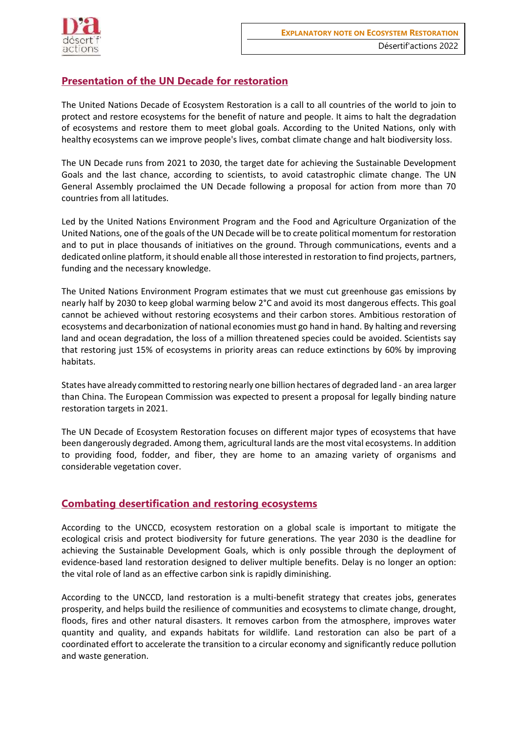## Presentation of the UN Decade for restoration

The United Nations Decade of Ecosystem Restoration is a call to all countries of the world to join to protect and restore ecosystems for the benefit of nature and people. It aims to halt the degradation of ecosystems and restore them to meet global goals. According to the United Nations, only with healthy ecosystems can we improve people's lives, combat climate change and halt biodiversity loss.

The UN Decade runs from 2021 to 2030, the target date for achieving the Sustainable Development Goals and the last chance, according to scientists, to avoid catastrophic climate change. The UN General Assembly proclaimed the UN Decade following a proposal for action from more than 70 countries from all latitudes.

Led by the United Nations Environment Program and the Food and Agriculture Organization of the United Nations, one of the goals of the UN Decade will be to create political momentum for restoration and to put in place thousands of initiatives on the ground. Through communications, events and a dedicated online platform, it should enable all those interested in restoration to find projects, partners, funding and the necessary knowledge.

The United Nations Environment Program estimates that we must cut greenhouse gas emissions by nearly half by 2030 to keep global warming below 2°C and avoid its most dangerous effects. This goal cannot be achieved without restoring ecosystems and their carbon stores. Ambitious restoration of ecosystems and decarbonization of national economies must go hand in hand. By halting and reversing land and ocean degradation, the loss of a million threatened species could be avoided. Scientists say that restoring just 15% of ecosystems in priority areas can reduce extinctions by 60% by improving habitats.

States have already committed to restoring nearly one billion hectares of degraded land - an area larger than China. The European Commission was expected to present a proposal for legally binding nature restoration targets in 2021.

The UN Decade of Ecosystem Restoration focuses on different major types of ecosystems that have been dangerously degraded. Among them, agricultural lands are the most vital ecosystems. In addition to providing food, fodder, and fiber, they are home to an amazing variety of organisms and considerable vegetation cover.

## Combating desertification and restoring ecosystems

According to the UNCCD, ecosystem restoration on a global scale is important to mitigate the ecological crisis and protect biodiversity for future generations. The year 2030 is the deadline for achieving the Sustainable Development Goals, which is only possible through the deployment of evidence-based land restoration designed to deliver multiple benefits. Delay is no longer an option: the vital role of land as an effective carbon sink is rapidly diminishing.

According to the UNCCD, land restoration is a multi-benefit strategy that creates jobs, generates prosperity, and helps build the resilience of communities and ecosystems to climate change, drought, floods, fires and other natural disasters. It removes carbon from the atmosphere, improves water quantity and quality, and expands habitats for wildlife. Land restoration can also be part of a coordinated effort to accelerate the transition to a circular economy and significantly reduce pollution and waste generation.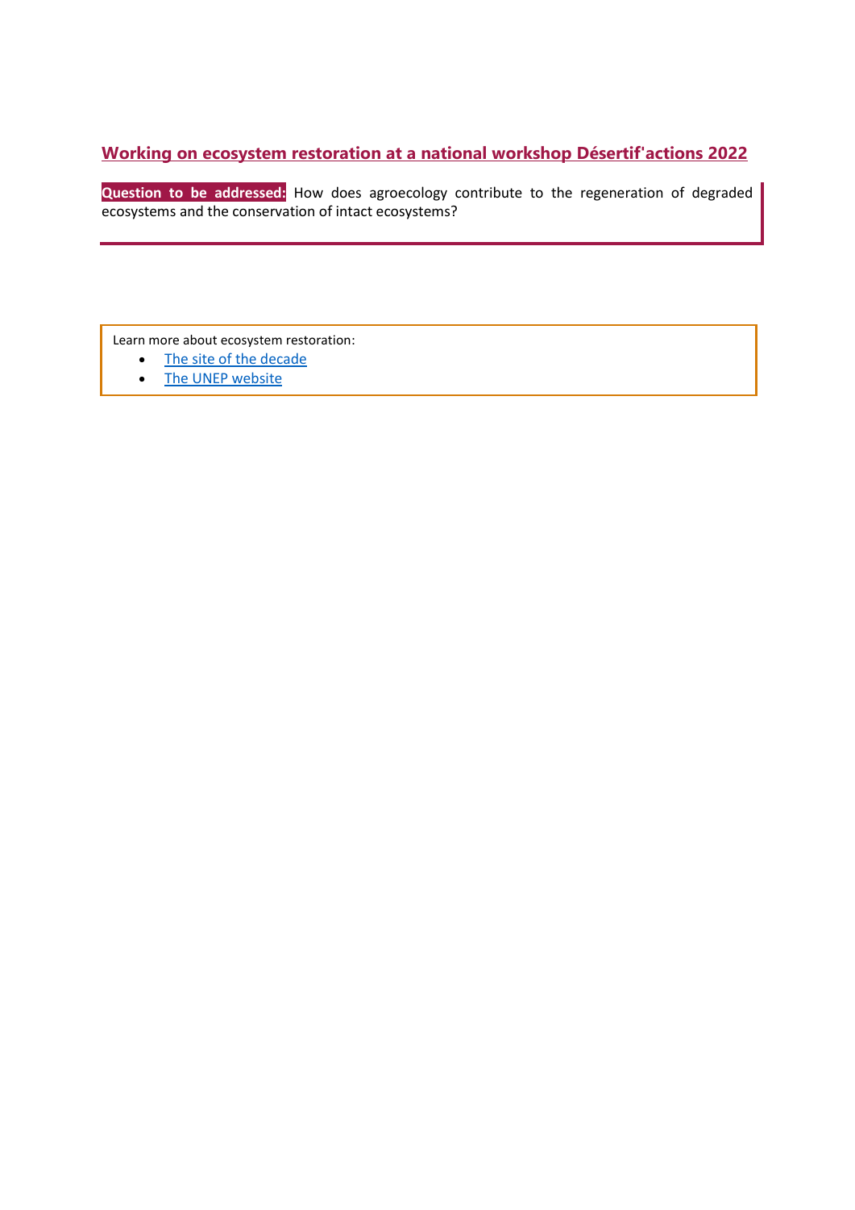## Working on ecosystem restoration at a national workshop Désertif'actions 2022

**Question to be addressed:** How does agroecology contribute to the regeneration of degraded ecosystems and the conservation of intact ecosystems?

Learn more about ecosystem restoration:

- The site of the decade
- The UNEP website